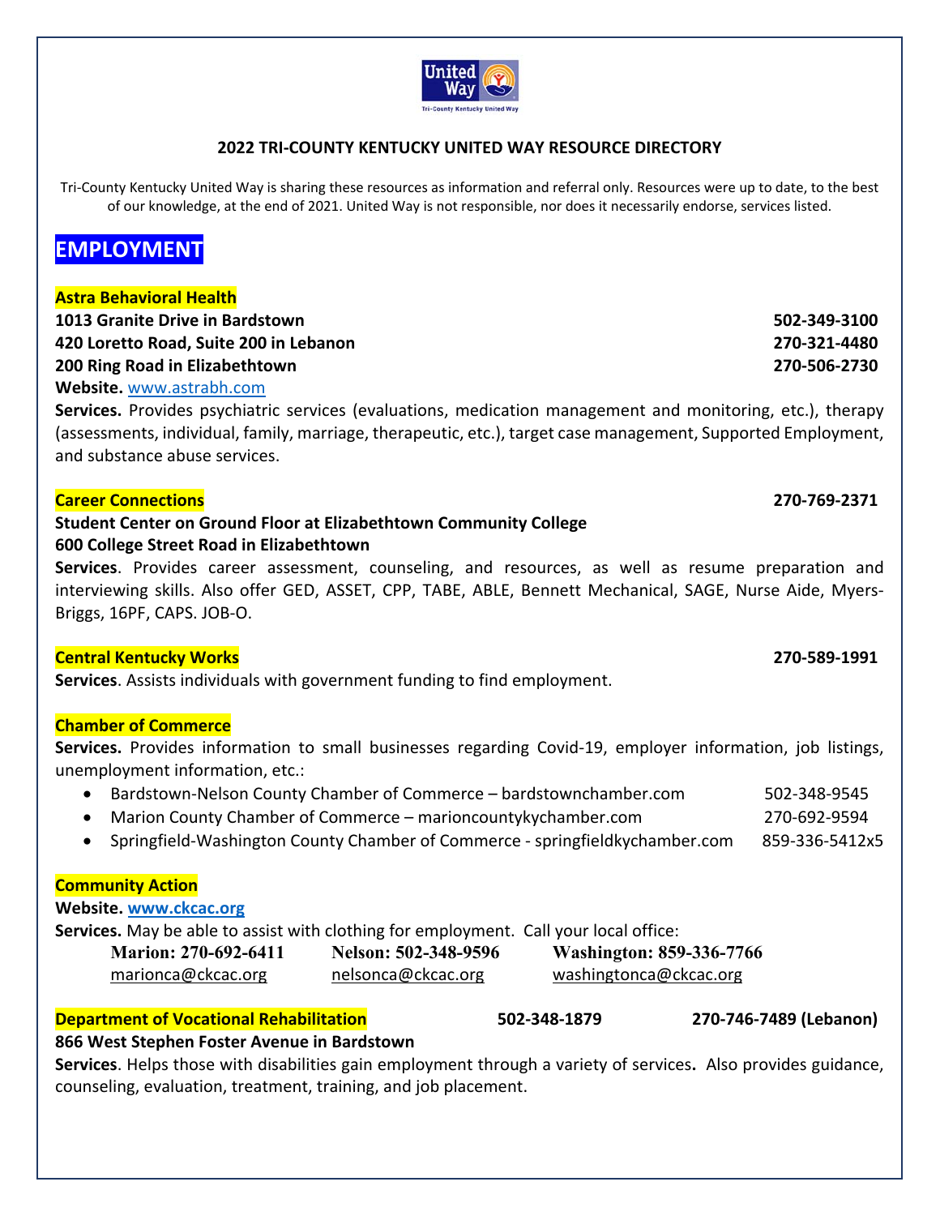# 2022 TRI-COUNTY KENTUCKY UNITED WAY RESOURCE DIRECTORY

Tri-County Kentucky United Way is sharing these resources as information and referral only. Resources were up to date, to the best of our knowledge, at the end of 2021. United Way is not responsible, nor does it necessarily endorse, services listed.

## EMPLOYMENT

### Astra Behavioral Health

**1013 Granite Drive in Bardstown** — **502-349-3100**
**420 Loretto Road, Suite 200 in Lebanon** — **270-321-4480**
**200 Ring Road in Elizabethtown** — **270-506-2730**
**Website.** www.astrabh.com
**Services.** Provides psychiatric services (evaluations, medication management and monitoring, etc.), therapy (assessments, individual, family, marriage, therapeutic, etc.), target case management, Supported Employment, and substance abuse services.

### Career Connections — 270-769-2371

**Student Center on Ground Floor at Elizabethtown Community College**
**600 College Street Road in Elizabethtown**
**Services**. Provides career assessment, counseling, and resources, as well as resume preparation and interviewing skills. Also offer GED, ASSET, CPP, TABE, ABLE, Bennett Mechanical, SAGE, Nurse Aide, Myers-Briggs, 16PF, CAPS. JOB-O.

### Central Kentucky Works — 270-589-1991

**Services**. Assists individuals with government funding to find employment.

### Chamber of Commerce

**Services.** Provides information to small businesses regarding Covid-19, employer information, job listings, unemployment information, etc.:

- Bardstown-Nelson County Chamber of Commerce – bardstownchamber.com — 502-348-9545
- Marion County Chamber of Commerce – marioncountykychamber.com — 270-692-9594
- Springfield-Washington County Chamber of Commerce - springfieldkychamber.com — 859-336-5412x5

### Community Action

**Website.** www.ckcac.org
**Services.** May be able to assist with clothing for employment. Call your local office:

| **Marion: 270-692-6411** | **Nelson: 502-348-9596** | **Washington: 859-336-7766** |
|---|---|---|
| marionca@ckcac.org | nelsonca@ckcac.org | washingtonca@ckcac.org |

### Department of Vocational Rehabilitation — 502-348-1879 — 270-746-7489 (Lebanon)

**866 West Stephen Foster Avenue in Bardstown**
**Services**. Helps those with disabilities gain employment through a variety of services**.** Also provides guidance, counseling, evaluation, treatment, training, and job placement.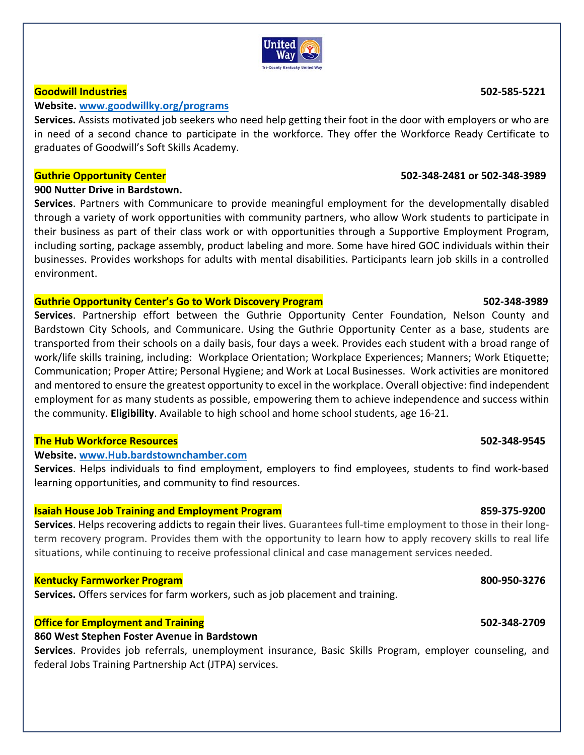**Goodwill Industries** **502-585-5221**

**Website.** [www.goodwillky.org/programs](http://www.goodwillky.org/programs)

**Services.** Assists motivated job seekers who need help getting their foot in the door with employers or who are in need of a second chance to participate in the workforce. They offer the Workforce Ready Certificate to graduates of Goodwill's Soft Skills Academy.

**Guthrie Opportunity Center** **502-348-2481 or 502-348-3989**

**900 Nutter Drive in Bardstown.**

**Services**. Partners with Communicare to provide meaningful employment for the developmentally disabled through a variety of work opportunities with community partners, who allow Work students to participate in their business as part of their class work or with opportunities through a Supportive Employment Program, including sorting, package assembly, product labeling and more. Some have hired GOC individuals within their businesses. Provides workshops for adults with mental disabilities. Participants learn job skills in a controlled environment.

**Guthrie Opportunity Center's Go to Work Discovery Program** **502-348-3989**

**Services**. Partnership effort between the Guthrie Opportunity Center Foundation, Nelson County and Bardstown City Schools, and Communicare. Using the Guthrie Opportunity Center as a base, students are transported from their schools on a daily basis, four days a week. Provides each student with a broad range of work/life skills training, including: Workplace Orientation; Workplace Experiences; Manners; Work Etiquette; Communication; Proper Attire; Personal Hygiene; and Work at Local Businesses. Work activities are monitored and mentored to ensure the greatest opportunity to excel in the workplace. Overall objective: find independent employment for as many students as possible, empowering them to achieve independence and success within the community. **Eligibility**. Available to high school and home school students, age 16-21.

**The Hub Workforce Resources** **502-348-9545**

**Website.** [www.Hub.bardstownchamber.com](http://www.Hub.bardstownchamber.com)

**Services**. Helps individuals to find employment, employers to find employees, students to find work-based learning opportunities, and community to find resources.

**Isaiah House Job Training and Employment Program** **859-375-9200**

**Services**. Helps recovering addicts to regain their lives. Guarantees full-time employment to those in their long-term recovery program. Provides them with the opportunity to learn how to apply recovery skills to real life situations, while continuing to receive professional clinical and case management services needed.

**Kentucky Farmworker Program** **800-950-3276**

**Services.** Offers services for farm workers, such as job placement and training.

**Office for Employment and Training** **502-348-2709**

**860 West Stephen Foster Avenue in Bardstown**

**Services**. Provides job referrals, unemployment insurance, Basic Skills Program, employer counseling, and federal Jobs Training Partnership Act (JTPA) services.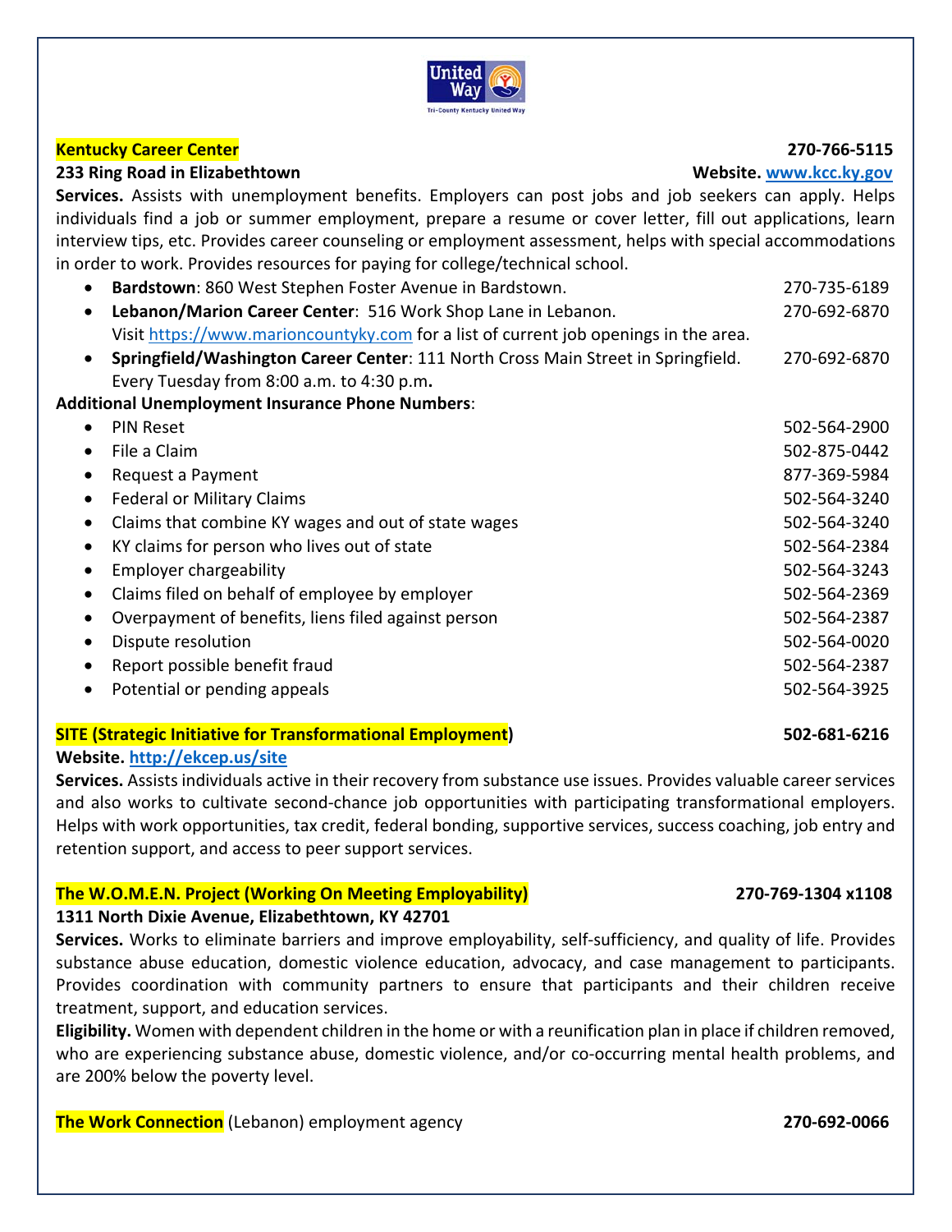## Kentucky Career Center
**270-766-5115**

**233 Ring Road in Elizabethtown** — **Website. [www.kcc.ky.gov](www.kcc.ky.gov)**

**Services.** Assists with unemployment benefits. Employers can post jobs and job seekers can apply. Helps individuals find a job or summer employment, prepare a resume or cover letter, fill out applications, learn interview tips, etc. Provides career counseling or employment assessment, helps with special accommodations in order to work. Provides resources for paying for college/technical school.

- **Bardstown**: 860 West Stephen Foster Avenue in Bardstown. 270-735-6189
- **Lebanon/Marion Career Center**: 516 Work Shop Lane in Lebanon. 270-692-6870
  Visit [https://www.marioncountyky.com](https://www.marioncountyky.com) for a list of current job openings in the area.
- **Springfield/Washington Career Center**: 111 North Cross Main Street in Springfield. 270-692-6870
  Every Tuesday from 8:00 a.m. to 4:30 p.m**.**

**Additional Unemployment Insurance Phone Numbers**:

- PIN Reset 502-564-2900
- File a Claim 502-875-0442
- Request a Payment 877-369-5984
- Federal or Military Claims 502-564-3240
- Claims that combine KY wages and out of state wages 502-564-3240
- KY claims for person who lives out of state 502-564-2384
- Employer chargeability 502-564-3243
- Claims filed on behalf of employee by employer 502-564-2369
- Overpayment of benefits, liens filed against person 502-564-2387
- Dispute resolution 502-564-0020
- Report possible benefit fraud 502-564-2387
- Potential or pending appeals 502-564-3925

## SITE (Strategic Initiative for Transformational Employment)
**502-681-6216**

**Website. [http://ekcep.us/site](http://ekcep.us/site)**

**Services.** Assists individuals active in their recovery from substance use issues. Provides valuable career services and also works to cultivate second-chance job opportunities with participating transformational employers. Helps with work opportunities, tax credit, federal bonding, supportive services, success coaching, job entry and retention support, and access to peer support services.

## The W.O.M.E.N. Project (Working On Meeting Employability)
**270-769-1304 x1108**

**1311 North Dixie Avenue, Elizabethtown, KY 42701**

**Services.** Works to eliminate barriers and improve employability, self-sufficiency, and quality of life. Provides substance abuse education, domestic violence education, advocacy, and case management to participants. Provides coordination with community partners to ensure that participants and their children receive treatment, support, and education services.

**Eligibility.** Women with dependent children in the home or with a reunification plan in place if children removed, who are experiencing substance abuse, domestic violence, and/or co-occurring mental health problems, and are 200% below the poverty level.

**The Work Connection** (Lebanon) employment agency **270-692-0066**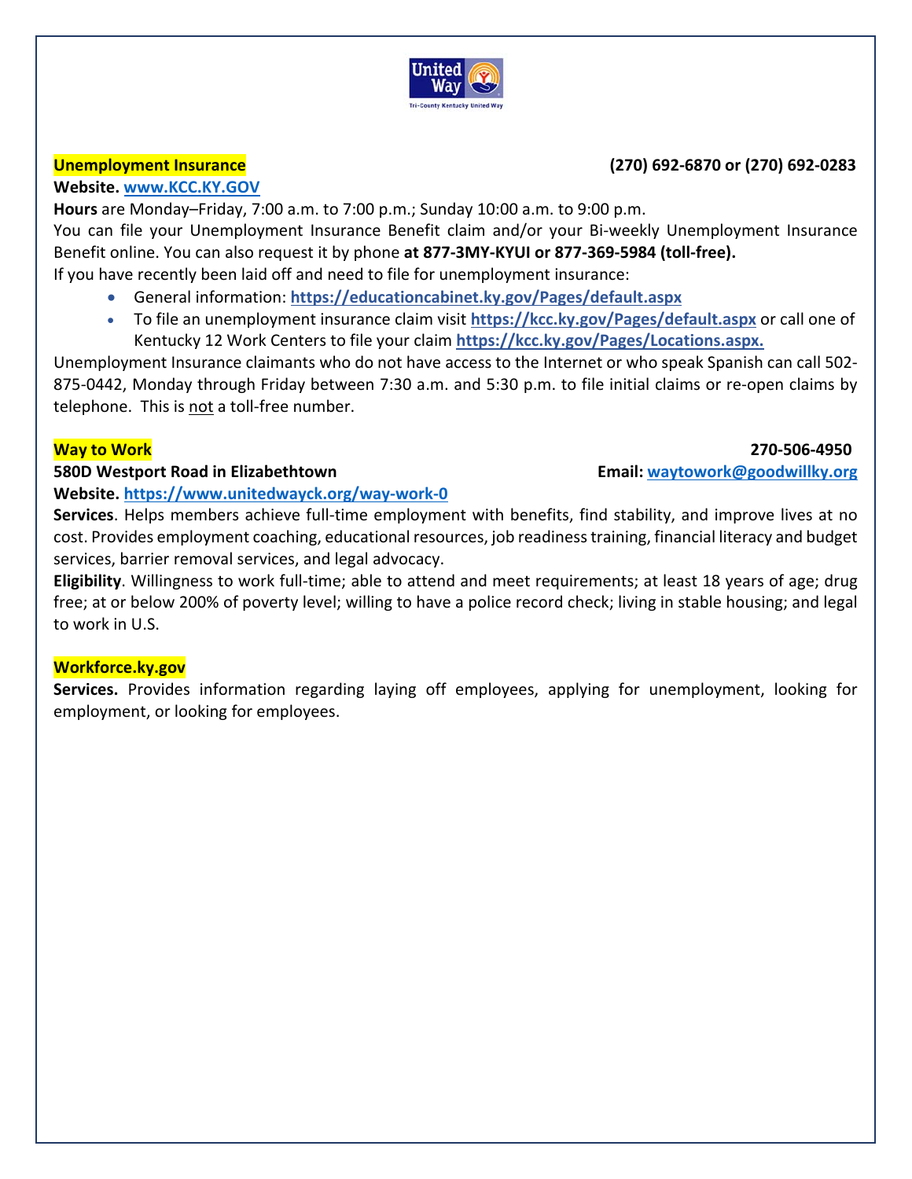**Unemployment Insurance** **(270) 692-6870 or (270) 692-0283**

**Website.** [www.KCC.KY.GOV](www.KCC.KY.GOV)

**Hours** are Monday–Friday, 7:00 a.m. to 7:00 p.m.; Sunday 10:00 a.m. to 9:00 p.m.

You can file your Unemployment Insurance Benefit claim and/or your Bi-weekly Unemployment Insurance Benefit online. You can also request it by phone **at 877-3MY-KYUI or 877-369-5984 (toll-free).**

If you have recently been laid off and need to file for unemployment insurance:

- General information: **https://educationcabinet.ky.gov/Pages/default.aspx**
- To file an unemployment insurance claim visit **https://kcc.ky.gov/Pages/default.aspx** or call one of Kentucky 12 Work Centers to file your claim **https://kcc.ky.gov/Pages/Locations.aspx.**

Unemployment Insurance claimants who do not have access to the Internet or who speak Spanish can call 502-875-0442, Monday through Friday between 7:30 a.m. and 5:30 p.m. to file initial claims or re-open claims by telephone. This is not a toll-free number.

**Way to Work** **270-506-4950**

**580D Westport Road in Elizabethtown** **Email: waytowork@goodwillky.org**

**Website. https://www.unitedwayck.org/way-work-0**

**Services**. Helps members achieve full-time employment with benefits, find stability, and improve lives at no cost. Provides employment coaching, educational resources, job readiness training, financial literacy and budget services, barrier removal services, and legal advocacy.

**Eligibility**. Willingness to work full-time; able to attend and meet requirements; at least 18 years of age; drug free; at or below 200% of poverty level; willing to have a police record check; living in stable housing; and legal to work in U.S.

**Workforce.ky.gov**

**Services.** Provides information regarding laying off employees, applying for unemployment, looking for employment, or looking for employees.